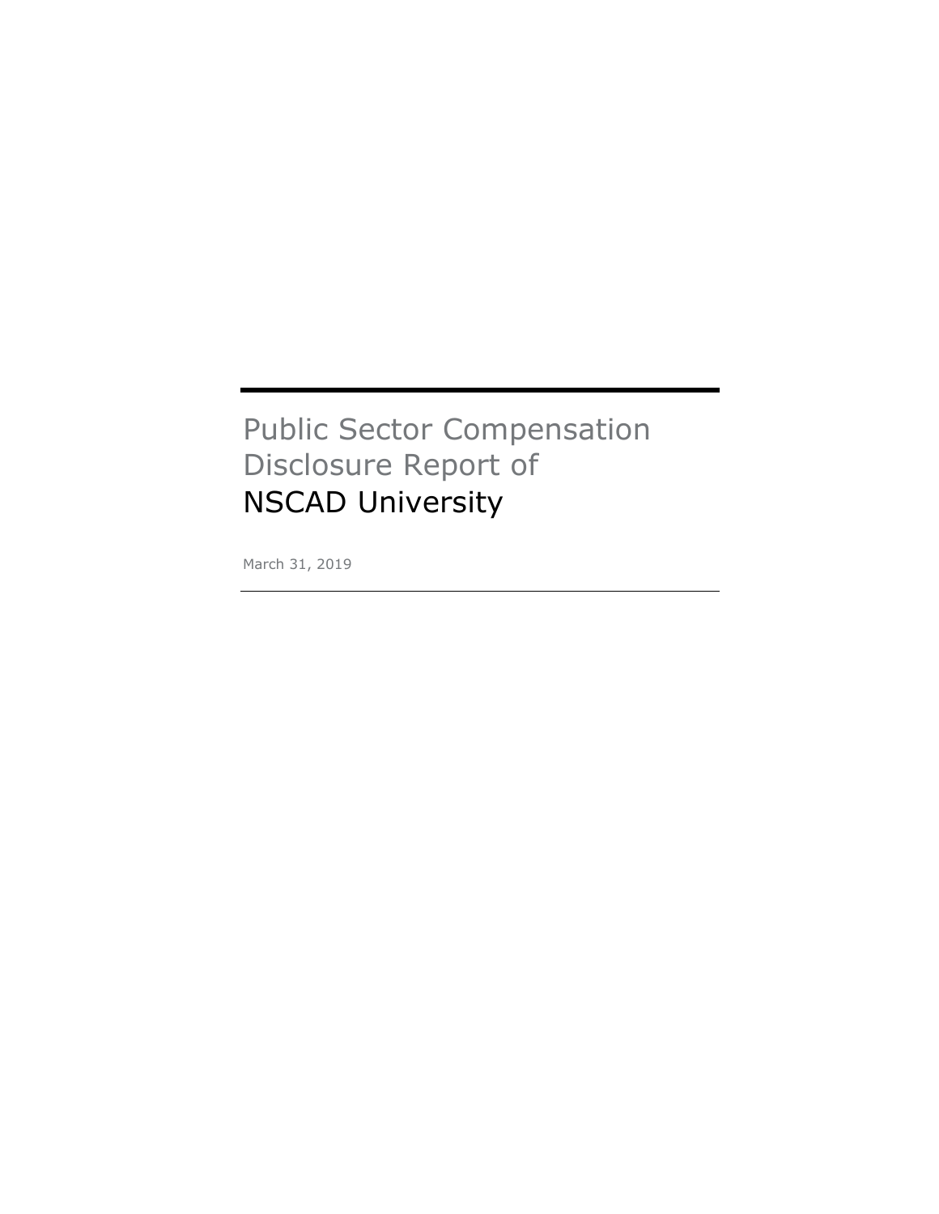# Public Sector Compensation Disclosure Report of NSCAD University

March 31, 2019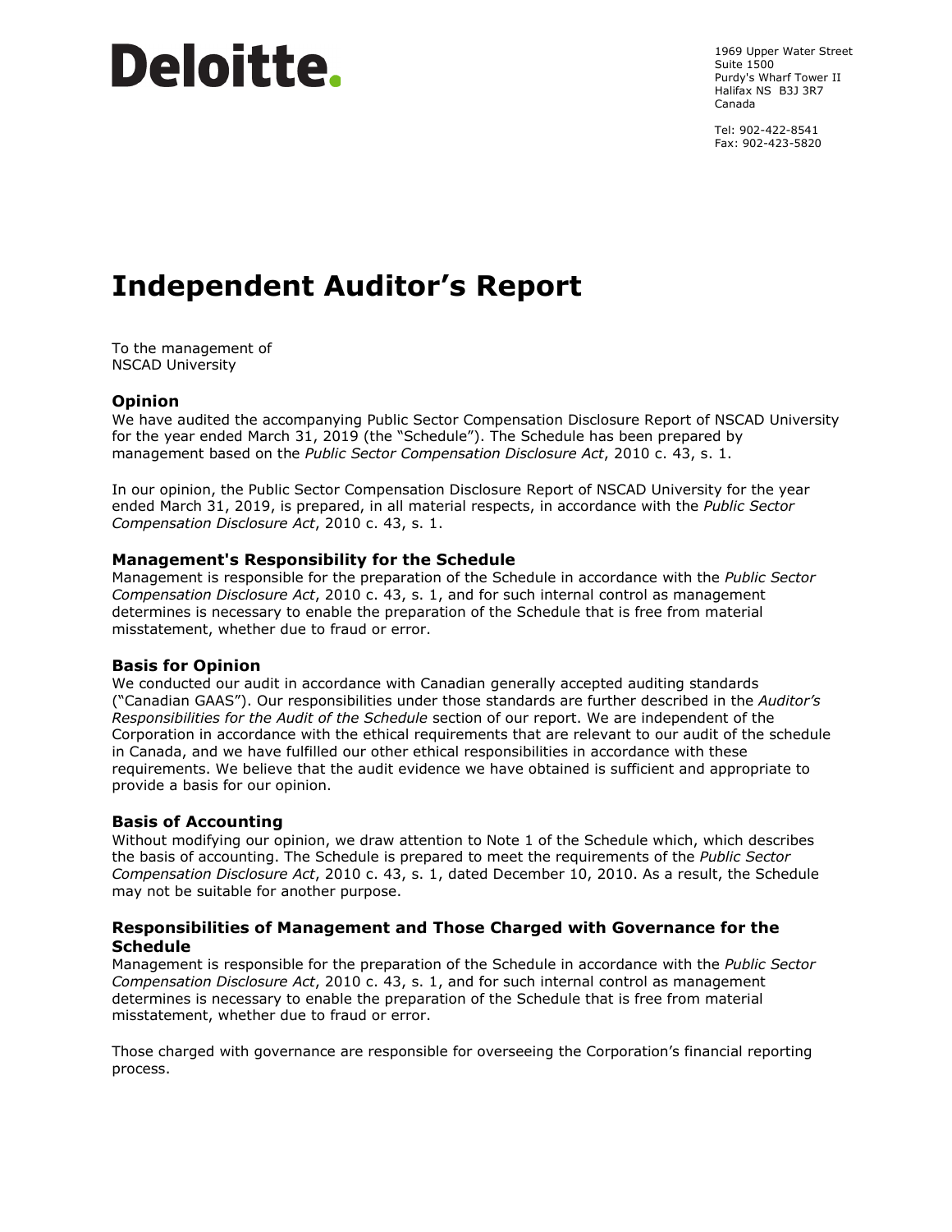Deloitte.

1969 Upper Water Street
Suite 1500
Purdy's Wharf Tower II
Halifax NS B3J 3R7
Canada

Tel: 902-422-8541
Fax: 902-423-5820

# Independent Auditor's Report

To the management of
NSCAD University

### Opinion

We have audited the accompanying Public Sector Compensation Disclosure Report of NSCAD University for the year ended March 31, 2019 (the "Schedule"). The Schedule has been prepared by management based on the *Public Sector Compensation Disclosure Act*, 2010 c. 43, s. 1.

In our opinion, the Public Sector Compensation Disclosure Report of NSCAD University for the year ended March 31, 2019, is prepared, in all material respects, in accordance with the *Public Sector Compensation Disclosure Act*, 2010 c. 43, s. 1.

### Management's Responsibility for the Schedule

Management is responsible for the preparation of the Schedule in accordance with the *Public Sector Compensation Disclosure Act*, 2010 c. 43, s. 1, and for such internal control as management determines is necessary to enable the preparation of the Schedule that is free from material misstatement, whether due to fraud or error.

### Basis for Opinion

We conducted our audit in accordance with Canadian generally accepted auditing standards ("Canadian GAAS"). Our responsibilities under those standards are further described in the *Auditor's Responsibilities for the Audit of the Schedule* section of our report. We are independent of the Corporation in accordance with the ethical requirements that are relevant to our audit of the schedule in Canada, and we have fulfilled our other ethical responsibilities in accordance with these requirements. We believe that the audit evidence we have obtained is sufficient and appropriate to provide a basis for our opinion.

### Basis of Accounting

Without modifying our opinion, we draw attention to Note 1 of the Schedule which, which describes the basis of accounting. The Schedule is prepared to meet the requirements of the *Public Sector Compensation Disclosure Act*, 2010 c. 43, s. 1, dated December 10, 2010. As a result, the Schedule may not be suitable for another purpose.

### Responsibilities of Management and Those Charged with Governance for the Schedule

Management is responsible for the preparation of the Schedule in accordance with the *Public Sector Compensation Disclosure Act*, 2010 c. 43, s. 1, and for such internal control as management determines is necessary to enable the preparation of the Schedule that is free from material misstatement, whether due to fraud or error.

Those charged with governance are responsible for overseeing the Corporation's financial reporting process.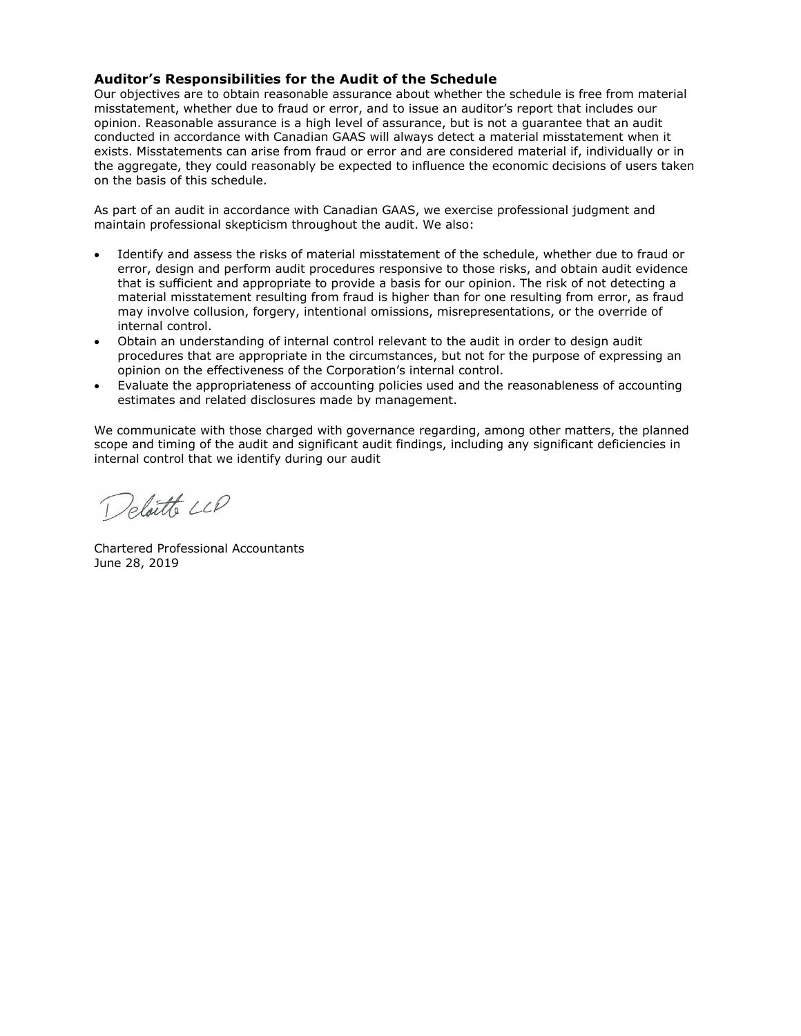## Auditor's Responsibilities for the Audit of the Schedule

Our objectives are to obtain reasonable assurance about whether the schedule is free from material misstatement, whether due to fraud or error, and to issue an auditor's report that includes our opinion. Reasonable assurance is a high level of assurance, but is not a guarantee that an audit conducted in accordance with Canadian GAAS will always detect a material misstatement when it exists. Misstatements can arise from fraud or error and are considered material if, individually or in the aggregate, they could reasonably be expected to influence the economic decisions of users taken on the basis of this schedule.

As part of an audit in accordance with Canadian GAAS, we exercise professional judgment and maintain professional skepticism throughout the audit. We also:

- Identify and assess the risks of material misstatement of the schedule, whether due to fraud or error, design and perform audit procedures responsive to those risks, and obtain audit evidence that is sufficient and appropriate to provide a basis for our opinion. The risk of not detecting a material misstatement resulting from fraud is higher than for one resulting from error, as fraud may involve collusion, forgery, intentional omissions, misrepresentations, or the override of internal control.
- Obtain an understanding of internal control relevant to the audit in order to design audit procedures that are appropriate in the circumstances, but not for the purpose of expressing an opinion on the effectiveness of the Corporation's internal control.
- Evaluate the appropriateness of accounting policies used and the reasonableness of accounting estimates and related disclosures made by management.

We communicate with those charged with governance regarding, among other matters, the planned scope and timing of the audit and significant audit findings, including any significant deficiencies in internal control that we identify during our audit

Deloitte LLP

Chartered Professional Accountants
June 28, 2019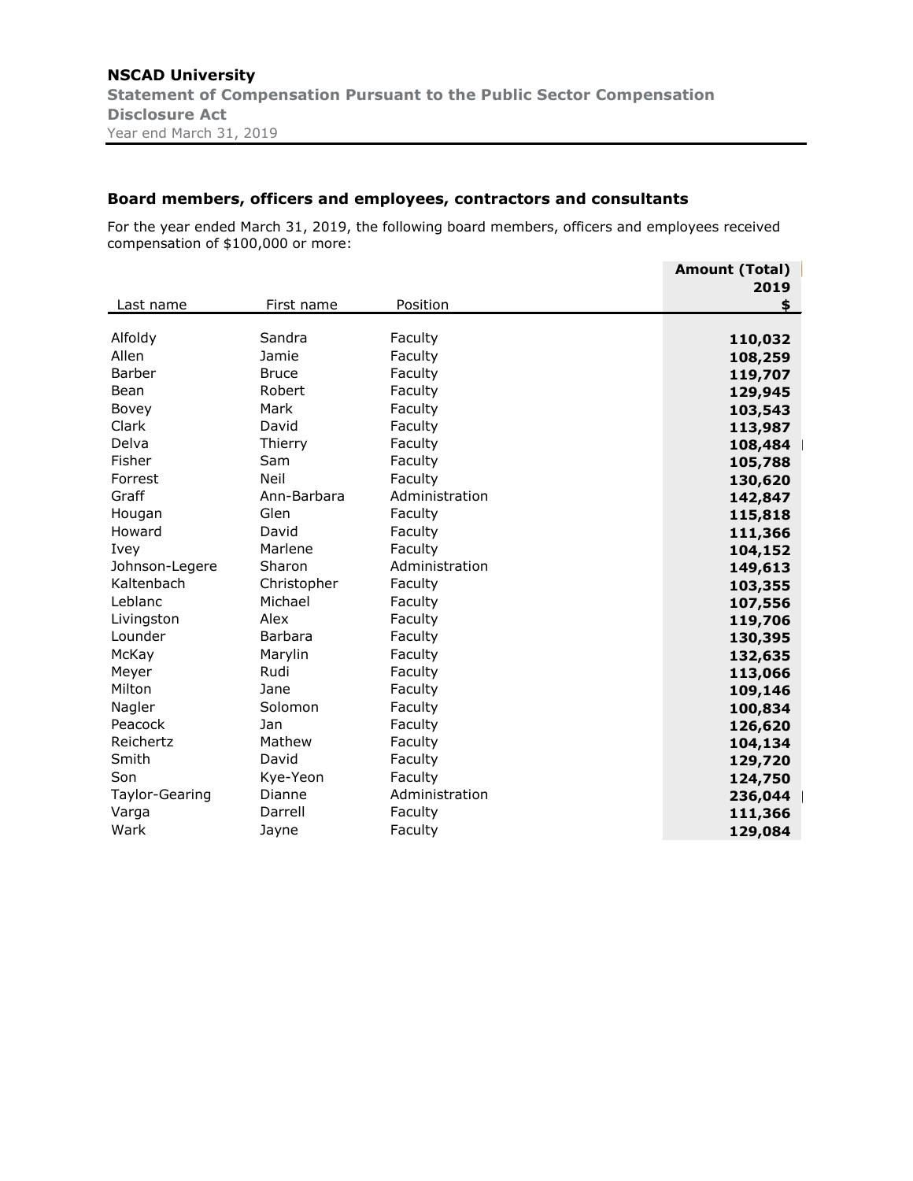**NSCAD University**

**Statement of Compensation Pursuant to the Public Sector Compensation Disclosure Act**

Year end March 31, 2019

### Board members, officers and employees, contractors and consultants

For the year ended March 31, 2019, the following board members, officers and employees received compensation of $100,000 or more:

| Last name | First name | Position | Amount (Total) 2019 $ |
|---|---|---|---|
| Alfoldy | Sandra | Faculty | **110,032** |
| Allen | Jamie | Faculty | **108,259** |
| Barber | Bruce | Faculty | **119,707** |
| Bean | Robert | Faculty | **129,945** |
| Bovey | Mark | Faculty | **103,543** |
| Clark | David | Faculty | **113,987** |
| Delva | Thierry | Faculty | **108,484** |
| Fisher | Sam | Faculty | **105,788** |
| Forrest | Neil | Faculty | **130,620** |
| Graff | Ann-Barbara | Administration | **142,847** |
| Hougan | Glen | Faculty | **115,818** |
| Howard | David | Faculty | **111,366** |
| Ivey | Marlene | Faculty | **104,152** |
| Johnson-Legere | Sharon | Administration | **149,613** |
| Kaltenbach | Christopher | Faculty | **103,355** |
| Leblanc | Michael | Faculty | **107,556** |
| Livingston | Alex | Faculty | **119,706** |
| Lounder | Barbara | Faculty | **130,395** |
| McKay | Marylin | Faculty | **132,635** |
| Meyer | Rudi | Faculty | **113,066** |
| Milton | Jane | Faculty | **109,146** |
| Nagler | Solomon | Faculty | **100,834** |
| Peacock | Jan | Faculty | **126,620** |
| Reichertz | Mathew | Faculty | **104,134** |
| Smith | David | Faculty | **129,720** |
| Son | Kye-Yeon | Faculty | **124,750** |
| Taylor-Gearing | Dianne | Administration | **236,044** |
| Varga | Darrell | Faculty | **111,366** |
| Wark | Jayne | Faculty | **129,084** |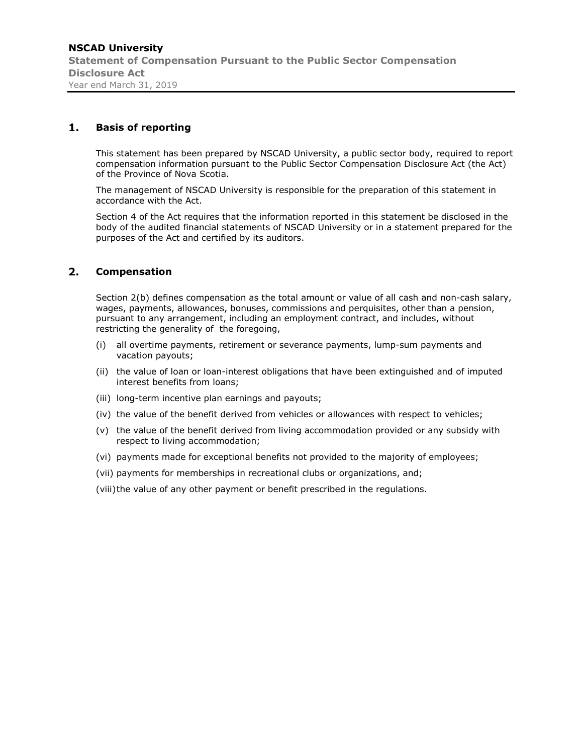# NSCAD University

## Statement of Compensation Pursuant to the Public Sector Compensation Disclosure Act

Year end March 31, 2019

## 1. Basis of reporting

This statement has been prepared by NSCAD University, a public sector body, required to report compensation information pursuant to the Public Sector Compensation Disclosure Act (the Act) of the Province of Nova Scotia.

The management of NSCAD University is responsible for the preparation of this statement in accordance with the Act.

Section 4 of the Act requires that the information reported in this statement be disclosed in the body of the audited financial statements of NSCAD University or in a statement prepared for the purposes of the Act and certified by its auditors.

## 2. Compensation

Section 2(b) defines compensation as the total amount or value of all cash and non-cash salary, wages, payments, allowances, bonuses, commissions and perquisites, other than a pension, pursuant to any arrangement, including an employment contract, and includes, without restricting the generality of the foregoing,

(i) all overtime payments, retirement or severance payments, lump-sum payments and vacation payouts;

(ii) the value of loan or loan-interest obligations that have been extinguished and of imputed interest benefits from loans;

(iii) long-term incentive plan earnings and payouts;

(iv) the value of the benefit derived from vehicles or allowances with respect to vehicles;

(v) the value of the benefit derived from living accommodation provided or any subsidy with respect to living accommodation;

(vi) payments made for exceptional benefits not provided to the majority of employees;

(vii) payments for memberships in recreational clubs or organizations, and;

(viii) the value of any other payment or benefit prescribed in the regulations.